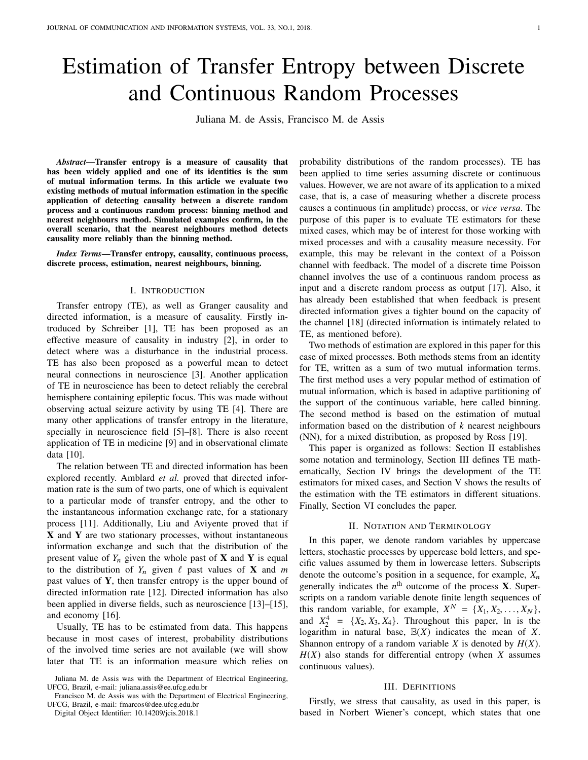# Estimation of Transfer Entropy between Discrete and Continuous Random Processes

Juliana M. de Assis, Francisco M. de Assis

***Abstract*—Transfer entropy is a measure of causality that has been widely applied and one of its identities is the sum of mutual information terms. In this article we evaluate two existing methods of mutual information estimation in the specific application of detecting causality between a discrete random process and a continuous random process: binning method and nearest neighbours method. Simulated examples confirm, in the overall scenario, that the nearest neighbours method detects causality more reliably than the binning method.**

***Index Terms*—Transfer entropy, causality, continuous process, discrete process, estimation, nearest neighbours, binning.**

## I. Introduction

Transfer entropy (TE), as well as Granger causality and directed information, is a measure of causality. Firstly introduced by Schreiber [1], TE has been proposed as an effective measure of causality in industry [2], in order to detect where was a disturbance in the industrial process. TE has also been proposed as a powerful mean to detect neural connections in neuroscience [3]. Another application of TE in neuroscience has been to detect reliably the cerebral hemisphere containing epileptic focus. This was made without observing actual seizure activity by using TE [4]. There are many other applications of transfer entropy in the literature, specially in neuroscience field [5]–[8]. There is also recent application of TE in medicine [9] and in observational climate data [10].

The relation between TE and directed information has been explored recently. Amblard *et al.* proved that directed information rate is the sum of two parts, one of which is equivalent to a particular mode of transfer entropy, and the other to the instantaneous information exchange rate, for a stationary process [11]. Additionally, Liu and Aviyente proved that if $\mathbf{X}$ and $\mathbf{Y}$ are two stationary processes, without instantaneous information exchange and such that the distribution of the present value of $Y_n$ given the whole past of $\mathbf{X}$ and $\mathbf{Y}$ is equal to the distribution of $Y_n$ given $\ell$ past values of $\mathbf{X}$ and $m$ past values of $\mathbf{Y}$, then transfer entropy is the upper bound of directed information rate [12]. Directed information has also been applied in diverse fields, such as neuroscience [13]–[15], and economy [16].

Usually, TE has to be estimated from data. This happens because in most cases of interest, probability distributions of the involved time series are not available (we will show later that TE is an information measure which relies on probability distributions of the random processes). TE has been applied to time series assuming discrete or continuous values. However, we are not aware of its application to a mixed case, that is, a case of measuring whether a discrete process causes a continuous (in amplitude) process, or *vice versa*. The purpose of this paper is to evaluate TE estimators for these mixed cases, which may be of interest for those working with mixed processes and with a causality measure necessity. For example, this may be relevant in the context of a Poisson channel with feedback. The model of a discrete time Poisson channel involves the use of a continuous random process as input and a discrete random process as output [17]. Also, it has already been established that when feedback is present directed information gives a tighter bound on the capacity of the channel [18] (directed information is intimately related to TE, as mentioned before).

Two methods of estimation are explored in this paper for this case of mixed processes. Both methods stems from an identity for TE, written as a sum of two mutual information terms. The first method uses a very popular method of estimation of mutual information, which is based in adaptive partitioning of the support of the continuous variable, here called binning. The second method is based on the estimation of mutual information based on the distribution of $k$ nearest neighbours (NN), for a mixed distribution, as proposed by Ross [19].

This paper is organized as follows: Section II establishes some notation and terminology, Section III defines TE mathematically, Section IV brings the development of the TE estimators for mixed cases, and Section V shows the results of the estimation with the TE estimators in different situations. Finally, Section VI concludes the paper.

## II. Notation and Terminology

In this paper, we denote random variables by uppercase letters, stochastic processes by uppercase bold letters, and specific values assumed by them in lowercase letters. Subscripts denote the outcome's position in a sequence, for example, $X_n$ generally indicates the $n^{\text{th}}$ outcome of the process $\mathbf{X}$. Superscripts on a random variable denote finite length sequences of this random variable, for example, $X^N = \{X_1, X_2, \ldots, X_N\}$, and $X_2^4 = \{X_2, X_3, X_4\}$. Throughout this paper, ln is the logarithm in natural base, $\mathbb{E}(X)$ indicates the mean of $X$. Shannon entropy of a random variable $X$ is denoted by $H(X)$. $H(X)$ also stands for differential entropy (when $X$ assumes continuous values).

## III. Definitions

Firstly, we stress that causality, as used in this paper, is based in Norbert Wiener's concept, which states that one

Juliana M. de Assis was with the Department of Electrical Engineering, UFCG, Brazil, e-mail: juliana.assis@ee.ufcg.edu.br

Francisco M. de Assis was with the Department of Electrical Engineering, UFCG, Brazil, e-mail: fmarcos@dee.ufcg.edu.br

Digital Object Identifier: 10.14209/jcis.2018.1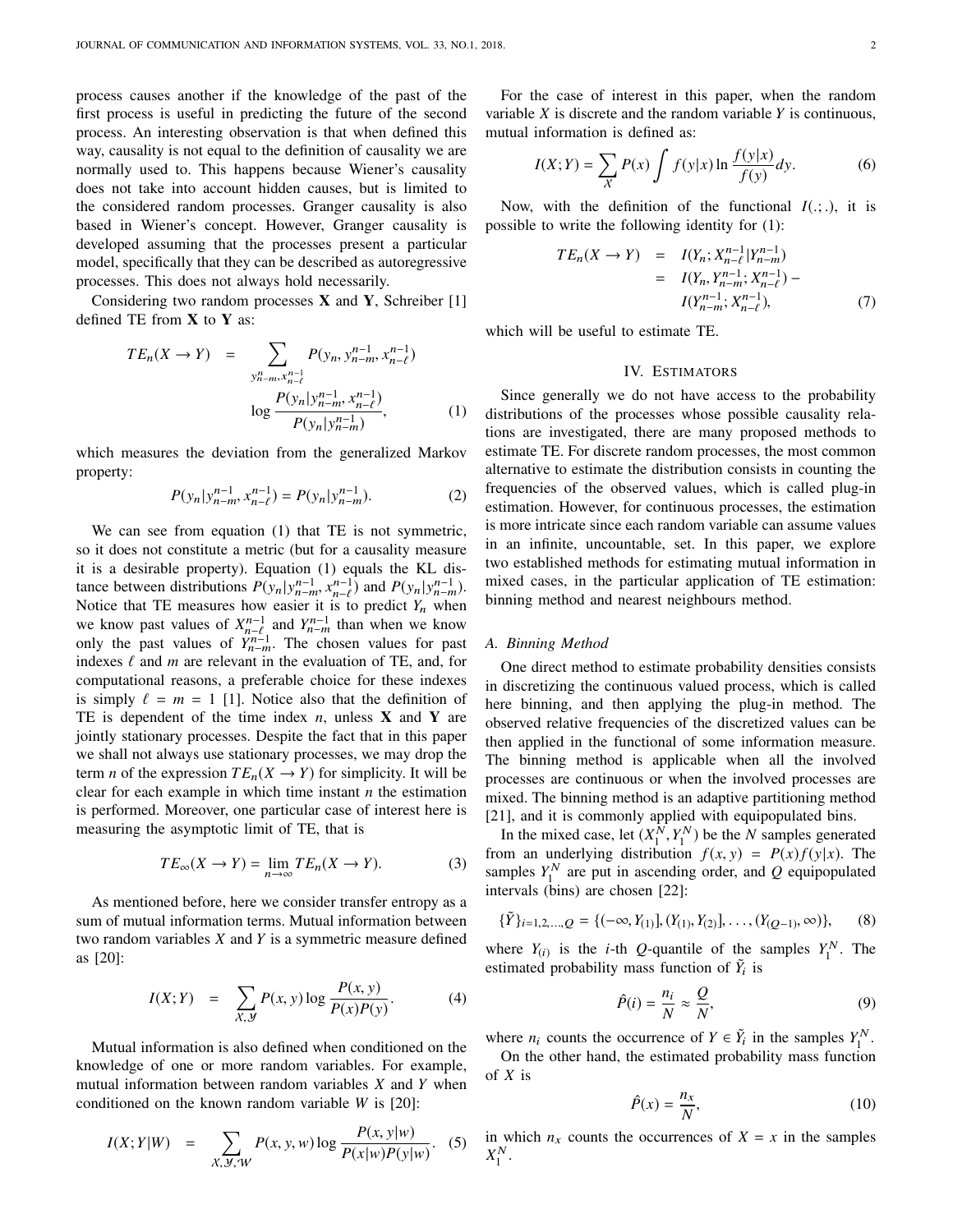process causes another if the knowledge of the past of the first process is useful in predicting the future of the second process. An interesting observation is that when defined this way, causality is not equal to the definition of causality we are normally used to. This happens because Wiener's causality does not take into account hidden causes, but is limited to the considered random processes. Granger causality is also based in Wiener's concept. However, Granger causality is developed assuming that the processes present a particular model, specifically that they can be described as autoregressive processes. This does not always hold necessarily.

Considering two random processes $\mathbf{X}$ and $\mathbf{Y}$, Schreiber [1] defined TE from $\mathbf{X}$ to $\mathbf{Y}$ as:

$$
\begin{aligned}
TE_n(X \rightarrow Y) \quad &= \sum_{y_{n-m}^{n}, x_{n-\ell}^{n-1}} P(y_n, y_{n-m}^{n-1}, x_{n-\ell}^{n-1}) \\
&\quad \log \frac{P(y_n|y_{n-m}^{n-1}, x_{n-\ell}^{n-1})}{P(y_n|y_{n-m}^{n-1})}, \qquad (1)
\end{aligned}
$$

which measures the deviation from the generalized Markov property:

$$
P(y_n|y_{n-m}^{n-1}, x_{n-\ell}^{n-1}) = P(y_n|y_{n-m}^{n-1}). \qquad (2)
$$

We can see from equation (1) that TE is not symmetric, so it does not constitute a metric (but for a causality measure it is a desirable property). Equation (1) equals the KL distance between distributions $P(y_n|y_{n-m}^{n-1}, x_{n-\ell}^{n-1})$ and $P(y_n|y_{n-m}^{n-1})$. Notice that TE measures how easier it is to predict $Y_n$ when we know past values of $X_{n-\ell}^{n-1}$ and $Y_{n-m}^{n-1}$ than when we know only the past values of $Y_{n-m}^{n-1}$. The chosen values for past indexes $\ell$ and $m$ are relevant in the evaluation of TE, and, for computational reasons, a preferable choice for these indexes is simply $\ell = m = 1$ [1]. Notice also that the definition of TE is dependent of the time index $n$, unless $\mathbf{X}$ and $\mathbf{Y}$ are jointly stationary processes. Despite the fact that in this paper we shall not always use stationary processes, we may drop the term $n$ of the expression $TE_n(X \rightarrow Y)$ for simplicity. It will be clear for each example in which time instant $n$ the estimation is performed. Moreover, one particular case of interest here is measuring the asymptotic limit of TE, that is

$$
TE_\infty(X \rightarrow Y) = \lim_{n \rightarrow \infty} TE_n(X \rightarrow Y). \qquad (3)
$$

As mentioned before, here we consider transfer entropy as a sum of mutual information terms. Mutual information between two random variables $X$ and $Y$ is a symmetric measure defined as [20]:

$$
I(X;Y) \quad = \quad \sum_{\mathcal{X},\mathcal{Y}} P(x,y) \log \frac{P(x,y)}{P(x)P(y)}. \qquad (4)
$$

Mutual information is also defined when conditioned on the knowledge of one or more random variables. For example, mutual information between random variables $X$ and $Y$ when conditioned on the known random variable $W$ is [20]:

$$
I(X;Y|W) \quad = \quad \sum_{\mathcal{X},\mathcal{Y},\mathcal{W}} P(x,y,w) \log \frac{P(x,y|w)}{P(x|w)P(y|w)}. \qquad (5)
$$

For the case of interest in this paper, when the random variable $X$ is discrete and the random variable $Y$ is continuous, mutual information is defined as:

$$
I(X;Y) = \sum_{\mathcal{X}} P(x) \int f(y|x) \ln \frac{f(y|x)}{f(y)} dy. \qquad (6)
$$

Now, with the definition of the functional $I(.;.)$, it is possible to write the following identity for (1):

$$
\begin{aligned}
TE_n(X \rightarrow Y) \quad &= \quad I(Y_n; X_{n-\ell}^{n-1}|Y_{n-m}^{n-1}) \\
&= \quad I(Y_n, Y_{n-m}^{n-1}; X_{n-\ell}^{n-1}) - \\
&\quad \quad I(Y_{n-m}^{n-1}; X_{n-\ell}^{n-1}), \qquad (7)
\end{aligned}
$$

which will be useful to estimate TE.

## IV. Estimators

Since generally we do not have access to the probability distributions of the processes whose possible causality relations are investigated, there are many proposed methods to estimate TE. For discrete random processes, the most common alternative to estimate the distribution consists in counting the frequencies of the observed values, which is called plug-in estimation. However, for continuous processes, the estimation is more intricate since each random variable can assume values in an infinite, uncountable, set. In this paper, we explore two established methods for estimating mutual information in mixed cases, in the particular application of TE estimation: binning method and nearest neighbours method.

### A. Binning Method

One direct method to estimate probability densities consists in discretizing the continuous valued process, which is called here binning, and then applying the plug-in method. The observed relative frequencies of the discretized values can be then applied in the functional of some information measure. The binning method is applicable when all the involved processes are continuous or when the involved processes are mixed. The binning method is an adaptive partitioning method [21], and it is commonly applied with equipopulated bins.

In the mixed case, let $(X_1^N, Y_1^N)$ be the $N$ samples generated from an underlying distribution $f(x,y) = P(x)f(y|x)$. The samples $Y_1^N$ are put in ascending order, and $Q$ equipopulated intervals (bins) are chosen [22]:

$$
\{\tilde{Y}\}_{i=1,2,\ldots,Q} = \{(-\infty, Y_{(1)}], (Y_{(1)}, Y_{(2)}], \ldots, (Y_{(Q-1)}, \infty)\}, \qquad (8)
$$

where $Y_{(i)}$ is the $i$-th $Q$-quantile of the samples $Y_1^N$. The estimated probability mass function of $\tilde{Y}_i$ is

$$
\hat{P}(i) = \frac{n_i}{N} \approx \frac{Q}{N}, \qquad (9)
$$

where $n_i$ counts the occurrence of $Y \in \tilde{Y}_i$ in the samples $Y_1^N$.

On the other hand, the estimated probability mass function of $X$ is

$$
\hat{P}(x) = \frac{n_x}{N}, \qquad (10)
$$

in which $n_x$ counts the occurrences of $X = x$ in the samples $X_1^N$.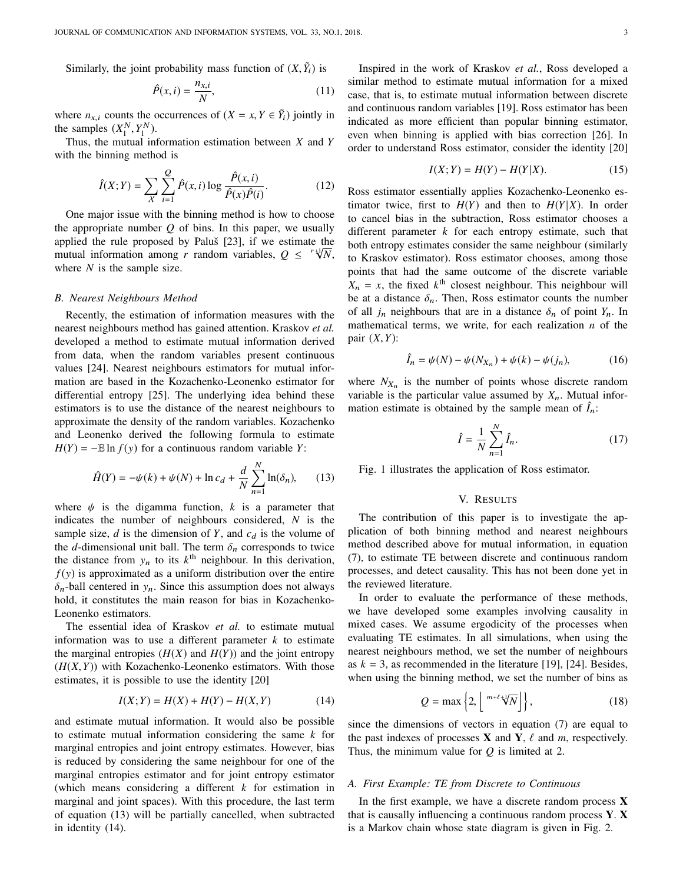Similarly, the joint probability mass function of $(X, \tilde{Y}_i)$ is

$$\hat{P}(x, i) = \frac{n_{x,i}}{N}, \tag{11}$$

where $n_{x,i}$ counts the occurrences of $(X = x, Y \in \tilde{Y}_i)$ jointly in the samples $(X_1^N, Y_1^N)$.

Thus, the mutual information estimation between $X$ and $Y$ with the binning method is

$$\hat{I}(X;Y) = \sum_{X} \sum_{i=1}^{Q} \hat{P}(x,i) \log \frac{\hat{P}(x,i)}{\hat{P}(x)\hat{P}(i)}. \tag{12}$$

One major issue with the binning method is how to choose the appropriate number $Q$ of bins. In this paper, we usually applied the rule proposed by Paluš [23], if we estimate the mutual information among $r$ random variables, $Q \leq \sqrt[r+1]{N}$, where $N$ is the sample size.

### B. Nearest Neighbours Method

Recently, the estimation of information measures with the nearest neighbours method has gained attention. Kraskov *et al.* developed a method to estimate mutual information derived from data, when the random variables present continuous values [24]. Nearest neighbours estimators for mutual information are based in the Kozachenko-Leonenko estimator for differential entropy [25]. The underlying idea behind these estimators is to use the distance of the nearest neighbours to approximate the density of the random variables. Kozachenko and Leonenko derived the following formula to estimate $H(Y) = -\mathbb{E} \ln f(y)$ for a continuous random variable $Y$:

$$\hat{H}(Y) = -\psi(k) + \psi(N) + \ln c_d + \frac{d}{N} \sum_{n=1}^{N} \ln(\delta_n), \tag{13}$$

where $\psi$ is the digamma function, $k$ is a parameter that indicates the number of neighbours considered, $N$ is the sample size, $d$ is the dimension of $Y$, and $c_d$ is the volume of the $d$-dimensional unit ball. The term $\delta_n$ corresponds to twice the distance from $y_n$ to its $k^{\text{th}}$ neighbour. In this derivation, $f(y)$ is approximated as a uniform distribution over the entire $\delta_n$-ball centered in $y_n$. Since this assumption does not always hold, it constitutes the main reason for bias in Kozachenko-Leonenko estimators.

The essential idea of Kraskov *et al.* to estimate mutual information was to use a different parameter $k$ to estimate the marginal entropies ($H(X)$ and $H(Y)$) and the joint entropy ($H(X,Y)$) with Kozachenko-Leonenko estimators. With those estimates, it is possible to use the identity [20]

$$I(X;Y) = H(X) + H(Y) - H(X,Y) \tag{14}$$

and estimate mutual information. It would also be possible to estimate mutual information considering the same $k$ for marginal entropies and joint entropy estimates. However, bias is reduced by considering the same neighbour for one of the marginal entropies estimator and for joint entropy estimator (which means considering a different $k$ for estimation in marginal and joint spaces). With this procedure, the last term of equation (13) will be partially cancelled, when subtracted in identity (14).

Inspired in the work of Kraskov *et al.*, Ross developed a similar method to estimate mutual information for a mixed case, that is, to estimate mutual information between discrete and continuous random variables [19]. Ross estimator has been indicated as more efficient than popular binning estimator, even when binning is applied with bias correction [26]. In order to understand Ross estimator, consider the identity [20]

$$I(X;Y) = H(Y) - H(Y|X). \tag{15}$$

Ross estimator essentially applies Kozachenko-Leonenko estimator twice, first to $H(Y)$ and then to $H(Y|X)$. In order to cancel bias in the subtraction, Ross estimator chooses a different parameter $k$ for each entropy estimate, such that both entropy estimates consider the same neighbour (similarly to Kraskov estimator). Ross estimator chooses, among those points that had the same outcome of the discrete variable $X_n = x$, the fixed $k^{\text{th}}$ closest neighbour. This neighbour will be at a distance $\delta_n$. Then, Ross estimator counts the number of all $j_n$ neighbours that are in a distance $\delta_n$ of point $Y_n$. In mathematical terms, we write, for each realization $n$ of the pair $(X,Y)$:

$$\hat{I}_n = \psi(N) - \psi(N_{X_n}) + \psi(k) - \psi(j_n), \tag{16}$$

where $N_{X_n}$ is the number of points whose discrete random variable is the particular value assumed by $X_n$. Mutual information estimate is obtained by the sample mean of $\hat{I}_n$:

$$\hat{I} = \frac{1}{N} \sum_{n=1}^{N} \hat{I}_n. \tag{17}$$

Fig. 1 illustrates the application of Ross estimator.

## V. Results

The contribution of this paper is to investigate the application of both binning method and nearest neighbours method described above for mutual information, in equation (7), to estimate TE between discrete and continuous random processes, and detect causality. This has not been done yet in the reviewed literature.

In order to evaluate the performance of these methods, we have developed some examples involving causality in mixed cases. We assume ergodicity of the processes when evaluating TE estimates. In all simulations, when using the nearest neighbours method, we set the number of neighbours as $k = 3$, as recommended in the literature [19], [24]. Besides, when using the binning method, we set the number of bins as

$$Q = \max\left\{2, \left\lfloor \sqrt[m+\ell+1]{N} \right\rfloor\right\}, \tag{18}$$

since the dimensions of vectors in equation (7) are equal to the past indexes of processes $\mathbf{X}$ and $\mathbf{Y}$, $\ell$ and $m$, respectively. Thus, the minimum value for $Q$ is limited at 2.

### A. First Example: TE from Discrete to Continuous

In the first example, we have a discrete random process $\mathbf{X}$ that is causally influencing a continuous random process $\mathbf{Y}$. $\mathbf{X}$ is a Markov chain whose state diagram is given in Fig. 2.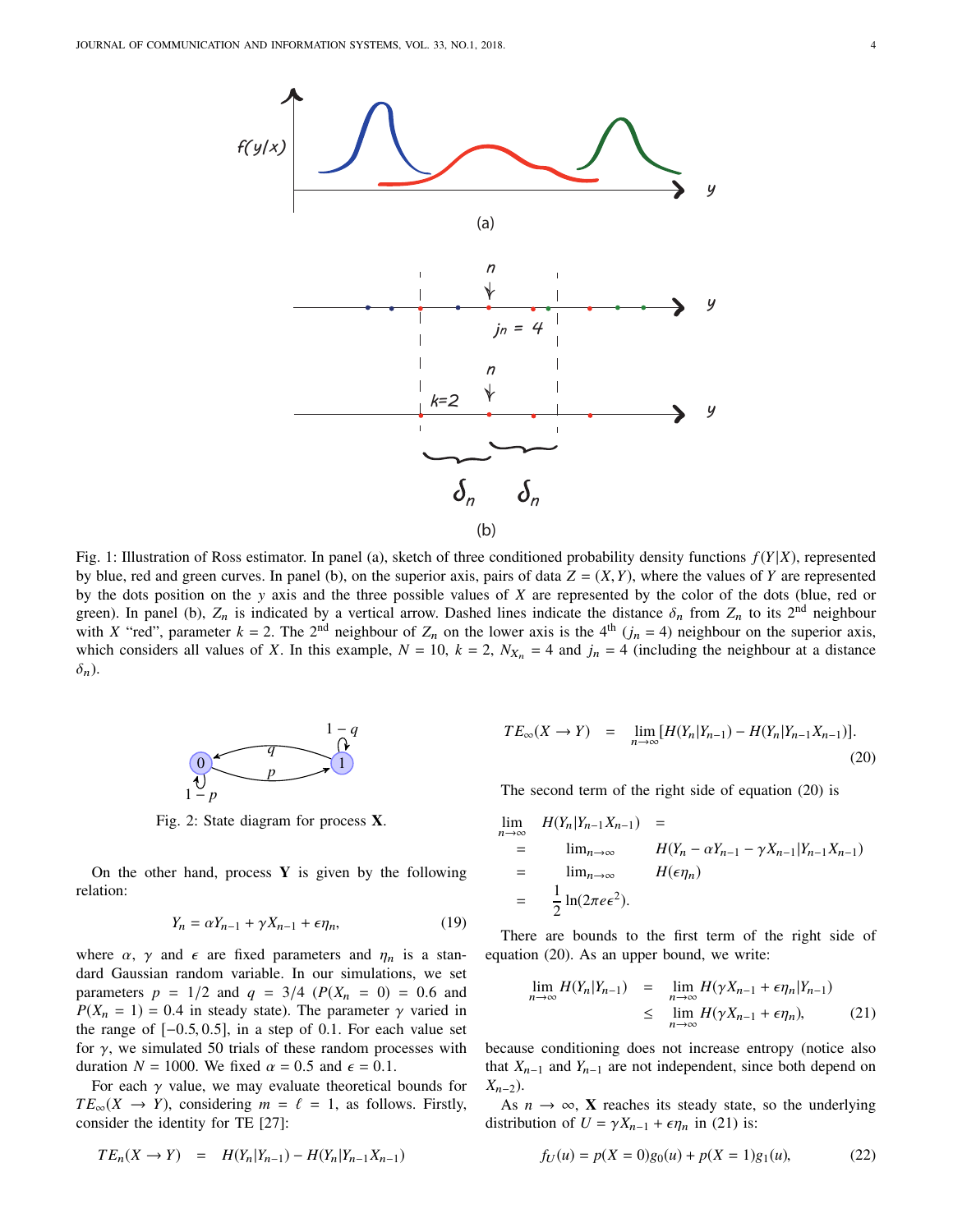Fig. 1: Illustration of Ross estimator. In panel (a), sketch of three conditioned probability density functions $f(Y|X)$, represented by blue, red and green curves. In panel (b), on the superior axis, pairs of data $Z = (X, Y)$, where the values of $Y$ are represented by the dots position on the $y$ axis and the three possible values of $X$ are represented by the color of the dots (blue, red or green). In panel (b), $Z_n$ is indicated by a vertical arrow. Dashed lines indicate the distance $\delta_n$ from $Z_n$ to its 2nd neighbour with $X$ "red", parameter $k = 2$. The 2nd neighbour of $Z_n$ on the lower axis is the 4th ($j_n = 4$) neighbour on the superior axis, which considers all values of $X$. In this example, $N = 10$, $k = 2$, $N_{X_n} = 4$ and $j_n = 4$ (including the neighbour at a distance $\delta_n$).

Fig. 2: State diagram for process **X**.

On the other hand, process **Y** is given by the following relation:

$$Y_n = \alpha Y_{n-1} + \gamma X_{n-1} + \epsilon \eta_n, \tag{19}$$

where $\alpha$, $\gamma$ and $\epsilon$ are fixed parameters and $\eta_n$ is a standard Gaussian random variable. In our simulations, we set parameters $p = 1/2$ and $q = 3/4$ ($P(X_n = 0) = 0.6$ and $P(X_n = 1) = 0.4$ in steady state). The parameter $\gamma$ varied in the range of $[-0.5, 0.5]$, in a step of 0.1. For each value set for $\gamma$, we simulated 50 trials of these random processes with duration $N = 1000$. We fixed $\alpha = 0.5$ and $\epsilon = 0.1$.

For each $\gamma$ value, we may evaluate theoretical bounds for $TE_\infty(X \to Y)$, considering $m = \ell = 1$, as follows. Firstly, consider the identity for TE [27]:

$$TE_n(X \to Y) = H(Y_n|Y_{n-1}) - H(Y_n|Y_{n-1}X_{n-1})$$

$$TE_\infty(X \to Y) = \lim_{n\to\infty}[H(Y_n|Y_{n-1}) - H(Y_n|Y_{n-1}X_{n-1})]. \tag{20}$$

The second term of the right side of equation (20) is

$$\begin{aligned}
\lim_{n\to\infty} H(Y_n|Y_{n-1}X_{n-1}) &= \\
&= \lim_{n\to\infty} H(Y_n - \alpha Y_{n-1} - \gamma X_{n-1}|Y_{n-1}X_{n-1}) \\
&= \lim_{n\to\infty} H(\epsilon\eta_n) \\
&= \frac{1}{2}\ln(2\pi e \epsilon^2).
\end{aligned}$$

There are bounds to the first term of the right side of equation (20). As an upper bound, we write:

$$\begin{aligned}
\lim_{n\to\infty} H(Y_n|Y_{n-1}) &= \lim_{n\to\infty} H(\gamma X_{n-1} + \epsilon\eta_n|Y_{n-1}) \\
&\le \lim_{n\to\infty} H(\gamma X_{n-1} + \epsilon\eta_n),
\end{aligned} \tag{21}$$

because conditioning does not increase entropy (notice also that $X_{n-1}$ and $Y_{n-1}$ are not independent, since both depend on $X_{n-2}$).

As $n \to \infty$, **X** reaches its steady state, so the underlying distribution of $U = \gamma X_{n-1} + \epsilon\eta_n$ in (21) is:

$$f_U(u) = p(X = 0)g_0(u) + p(X = 1)g_1(u), \tag{22}$$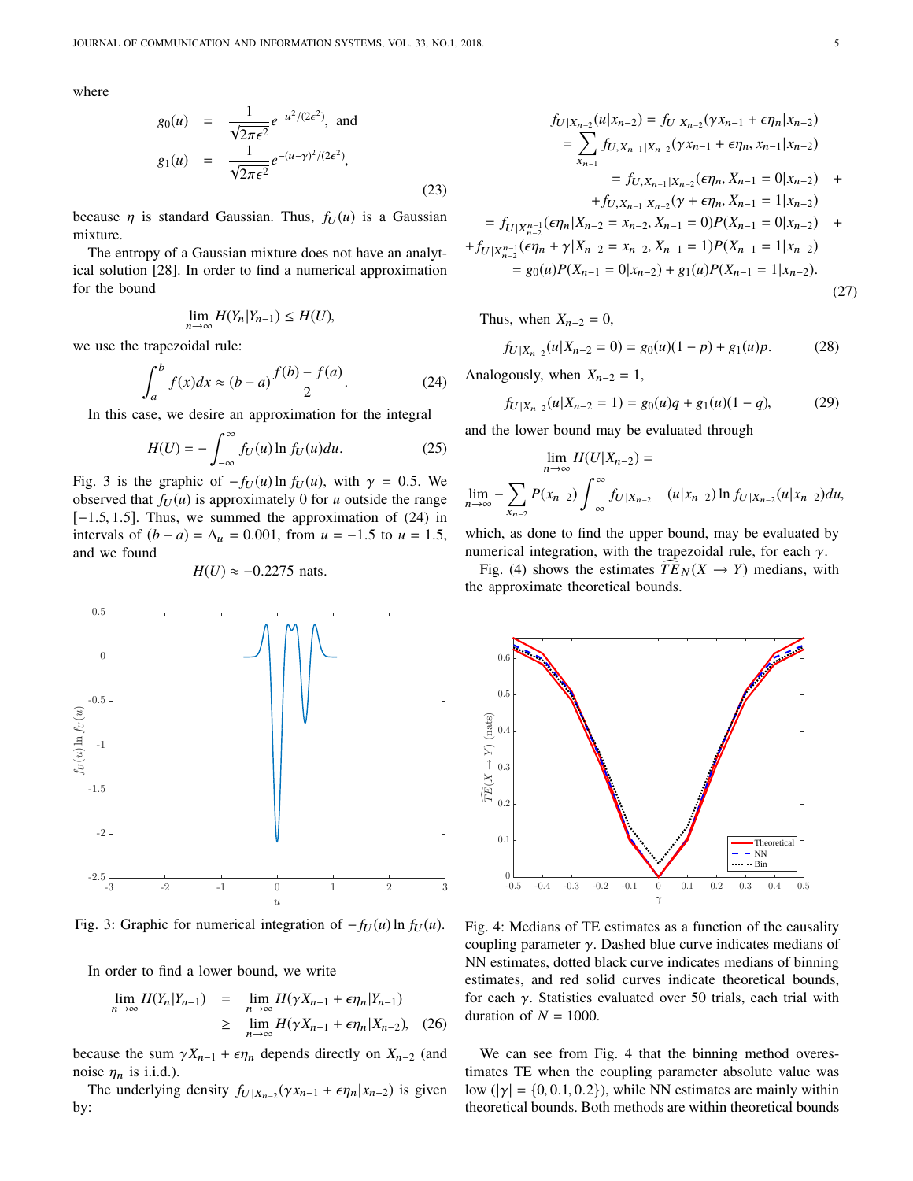where

$$
\begin{aligned}
g_0(u) &= \frac{1}{\sqrt{2\pi\epsilon^2}} e^{-u^2/(2\epsilon^2)}, \text{ and} \\
g_1(u) &= \frac{1}{\sqrt{2\pi\epsilon^2}} e^{-(u-\gamma)^2/(2\epsilon^2)},
\end{aligned} \tag{23}
$$

because $\eta$ is standard Gaussian. Thus, $f_U(u)$ is a Gaussian mixture.

The entropy of a Gaussian mixture does not have an analytical solution [28]. In order to find a numerical approximation for the bound

$$\lim_{n\to\infty} H(Y_n|Y_{n-1}) \leq H(U),$$

we use the trapezoidal rule:

$$\int_a^b f(x)dx \approx (b-a)\frac{f(b)-f(a)}{2}. \tag{24}$$

In this case, we desire an approximation for the integral

$$H(U) = -\int_{-\infty}^{\infty} f_U(u) \ln f_U(u) du. \tag{25}$$

Fig. 3 is the graphic of $-f_U(u) \ln f_U(u)$, with $\gamma = 0.5$. We observed that $f_U(u)$ is approximately 0 for $u$ outside the range $[-1.5, 1.5]$. Thus, we summed the approximation of (24) in intervals of $(b-a) = \Delta_u = 0.001$, from $u = -1.5$ to $u = 1.5$, and we found

$$H(U) \approx -0.2275 \text{ nats}.$$

Fig. 3: Graphic for numerical integration of $-f_U(u) \ln f_U(u)$.

In order to find a lower bound, we write

$$
\begin{aligned}
\lim_{n\to\infty} H(Y_n|Y_{n-1}) &= \lim_{n\to\infty} H(\gamma X_{n-1} + \epsilon\eta_n|Y_{n-1}) \\
&\geq \lim_{n\to\infty} H(\gamma X_{n-1} + \epsilon\eta_n|X_{n-2}),
\end{aligned} \tag{26}
$$

because the sum $\gamma X_{n-1} + \epsilon\eta_n$ depends directly on $X_{n-2}$ (and noise $\eta_n$ is i.i.d.).

The underlying density $f_{U|X_{n-2}}(\gamma x_{n-1} + \epsilon\eta_n|x_{n-2})$ is given by:

$$
\begin{aligned}
f_{U|X_{n-2}}(u|x_{n-2}) &= f_{U|X_{n-2}}(\gamma x_{n-1} + \epsilon\eta_n|x_{n-2}) \\
&= \sum_{x_{n-1}} f_{U,X_{n-1}|X_{n-2}}(\gamma x_{n-1} + \epsilon\eta_n, x_{n-1}|x_{n-2}) \\
&= f_{U,X_{n-1}|X_{n-2}}(\epsilon\eta_n, X_{n-1} = 0|x_{n-2}) + \\
&\quad + f_{U,X_{n-1}|X_{n-2}}(\gamma + \epsilon\eta_n, X_{n-1} = 1|x_{n-2}) \\
&= f_{U|X_{n-2}^{n-1}}(\epsilon\eta_n|X_{n-2} = x_{n-2}, X_{n-1} = 0)P(X_{n-1} = 0|x_{n-2}) + \\
&\quad + f_{U|X_{n-2}^{n-1}}(\epsilon\eta_n + \gamma|X_{n-2} = x_{n-2}, X_{n-1} = 1)P(X_{n-1} = 1|x_{n-2}) \\
&= g_0(u)P(X_{n-1} = 0|x_{n-2}) + g_1(u)P(X_{n-1} = 1|x_{n-2}).
\end{aligned} \tag{27}
$$

Thus, when $X_{n-2} = 0$,

$$f_{U|X_{n-2}}(u|X_{n-2} = 0) = g_0(u)(1-p) + g_1(u)p. \tag{28}$$

Analogously, when $X_{n-2} = 1$,

$$f_{U|X_{n-2}}(u|X_{n-2} = 1) = g_0(u)q + g_1(u)(1-q), \tag{29}$$

and the lower bound may be evaluated through

$$
\begin{aligned}
&\lim_{n\to\infty} H(U|X_{n-2}) = \\
&\lim_{n\to\infty} -\sum_{x_{n-2}} P(x_{n-2}) \int_{-\infty}^{\infty} f_{U|X_{n-2}}(u|x_{n-2}) \ln f_{U|X_{n-2}}(u|x_{n-2}) du,
\end{aligned}
$$

which, as done to find the upper bound, may be evaluated by numerical integration, with the trapezoidal rule, for each $\gamma$.

Fig. (4) shows the estimates $\widehat{TE}_N(X \to Y)$ medians, with the approximate theoretical bounds.

Fig. 4: Medians of TE estimates as a function of the causality coupling parameter $\gamma$. Dashed blue curve indicates medians of NN estimates, dotted black curve indicates medians of binning estimates, and red solid curves indicate theoretical bounds, for each $\gamma$. Statistics evaluated over 50 trials, each trial with duration of $N = 1000$.

We can see from Fig. 4 that the binning method overestimates TE when the coupling parameter absolute value was low ($|\gamma| = \{0, 0.1, 0.2\}$), while NN estimates are mainly within theoretical bounds. Both methods are within theoretical bounds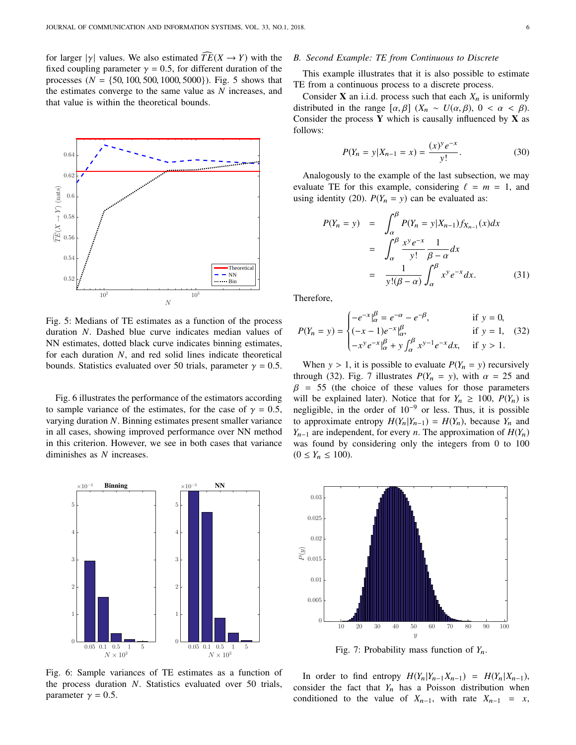for larger $|\gamma|$ values. We also estimated $\widehat{TE}(X \to Y)$ with the fixed coupling parameter $\gamma = 0.5$, for different duration of the processes ($N = \{50, 100, 500, 1000, 5000\}$). Fig. 5 shows that the estimates converge to the same value as $N$ increases, and that value is within the theoretical bounds.

Fig. 5: Medians of TE estimates as a function of the process duration $N$. Dashed blue curve indicates median values of NN estimates, dotted black curve indicates binning estimates, for each duration $N$, and red solid lines indicate theoretical bounds. Statistics evaluated over 50 trials, parameter $\gamma = 0.5$.

Fig. 6 illustrates the performance of the estimators according to sample variance of the estimates, for the case of $\gamma = 0.5$, varying duration $N$. Binning estimates present smaller variance in all cases, showing improved performance over NN method in this criterion. However, we see in both cases that variance diminishes as $N$ increases.

Fig. 6: Sample variances of TE estimates as a function of the process duration $N$. Statistics evaluated over 50 trials, parameter $\gamma = 0.5$.

### B. Second Example: TE from Continuous to Discrete

This example illustrates that it is also possible to estimate TE from a continuous process to a discrete process.

Consider $\mathbf{X}$ an i.i.d. process such that each $X_n$ is uniformly distributed in the range $[\alpha, \beta]$ ($X_n \sim U(\alpha, \beta)$, $0 < \alpha < \beta$). Consider the process $\mathbf{Y}$ which is causally influenced by $\mathbf{X}$ as follows:

$$P(Y_n = y | X_{n-1} = x) = \frac{(x)^y e^{-x}}{y!}. \tag{30}$$

Analogously to the example of the last subsection, we may evaluate TE for this example, considering $\ell = m = 1$, and using identity (20). $P(Y_n = y)$ can be evaluated as:

$$\begin{aligned} P(Y_n = y) &= \int_\alpha^\beta P(Y_n = y | X_{n-1}) f_{X_{n-1}}(x) dx \\ &= \int_\alpha^\beta \frac{x^y e^{-x}}{y!} \frac{1}{\beta - \alpha} dx \\ &= \frac{1}{y!(\beta - \alpha)} \int_\alpha^\beta x^y e^{-x} dx. \end{aligned} \tag{31}$$

Therefore,

$$P(Y_n = y) = \begin{cases} -e^{-x}|_\alpha^\beta = e^{-\alpha} - e^{-\beta}, & \text{if } y = 0, \\ (-x-1)e^{-x}|_\alpha^\beta, & \text{if } y = 1, \\ -x^y e^{-x}|_\alpha^\beta + y \int_\alpha^\beta x^{y-1} e^{-x} dx, & \text{if } y > 1. \end{cases} \tag{32}$$

When $y > 1$, it is possible to evaluate $P(Y_n = y)$ recursively through (32). Fig. 7 illustrates $P(Y_n = y)$, with $\alpha = 25$ and $\beta = 55$ (the choice of these values for those parameters will be explained later). Notice that for $Y_n \geq 100$, $P(Y_n)$ is negligible, in the order of $10^{-9}$ or less. Thus, it is possible to approximate entropy $H(Y_n | Y_{n-1}) = H(Y_n)$, because $Y_n$ and $Y_{n-1}$ are independent, for every $n$. The approximation of $H(Y_n)$ was found by considering only the integers from 0 to 100 ($0 \leq Y_n \leq 100$).

Fig. 7: Probability mass function of $Y_n$.

In order to find entropy $H(Y_n | Y_{n-1} X_{n-1}) = H(Y_n | X_{n-1})$, consider the fact that $Y_n$ has a Poisson distribution when conditioned to the value of $X_{n-1}$, with rate $X_{n-1} = x$,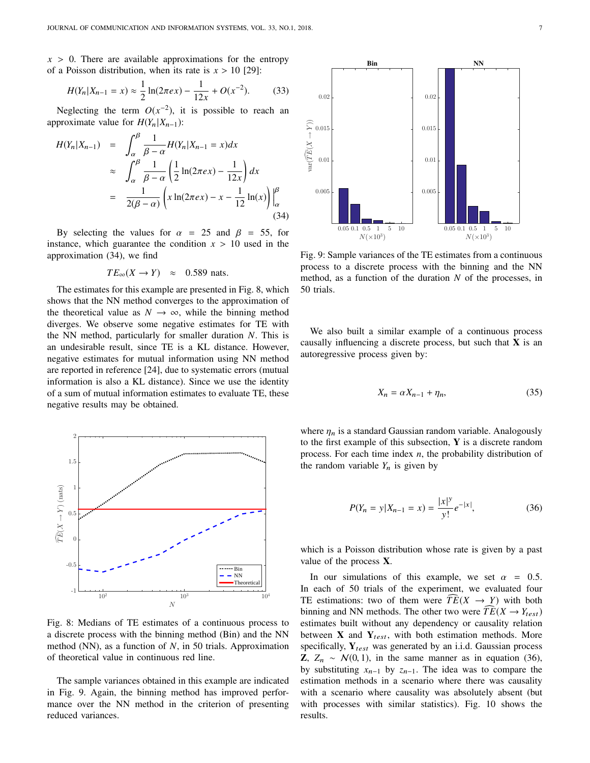$x > 0$. There are available approximations for the entropy of a Poisson distribution, when its rate is $x > 10$ [29]:

$$H(Y_n|X_{n-1} = x) \approx \frac{1}{2}\ln(2\pi e x) - \frac{1}{12x} + O(x^{-2}). \quad (33)$$

Neglecting the term $O(x^{-2})$, it is possible to reach an approximate value for $H(Y_n|X_{n-1})$:

$$\begin{aligned} H(Y_n|X_{n-1}) &= \int_{\alpha}^{\beta} \frac{1}{\beta-\alpha} H(Y_n|X_{n-1} = x)dx \\ &\approx \int_{\alpha}^{\beta} \frac{1}{\beta-\alpha}\left(\frac{1}{2}\ln(2\pi e x) - \frac{1}{12x}\right)dx \\ &= \frac{1}{2(\beta-\alpha)}\left(x\ln(2\pi e x) - x - \frac{1}{12}\ln(x)\right)\Big|_{\alpha}^{\beta} \end{aligned} \quad (34)$$

By selecting the values for $\alpha = 25$ and $\beta = 55$, for instance, which guarantee the condition $x > 10$ used in the approximation (34), we find

$$TE_{\infty}(X \to Y) \approx 0.589 \text{ nats}.$$

The estimates for this example are presented in Fig. 8, which shows that the NN method converges to the approximation of the theoretical value as $N \to \infty$, while the binning method diverges. We observe some negative estimates for TE with the NN method, particularly for smaller duration $N$. This is an undesirable result, since TE is a KL distance. However, negative estimates for mutual information using NN method are reported in reference [24], due to systematic errors (mutual information is also a KL distance). Since we use the identity of a sum of mutual information estimates to evaluate TE, these negative results may be obtained.

Fig. 8: Medians of TE estimates of a continuous process to a discrete process with the binning method (Bin) and the NN method (NN), as a function of $N$, in 50 trials. Approximation of theoretical value in continuous red line.

The sample variances obtained in this example are indicated in Fig. 9. Again, the binning method has improved performance over the NN method in the criterion of presenting reduced variances.

Fig. 9: Sample variances of the TE estimates from a continuous process to a discrete process with the binning and the NN method, as a function of the duration $N$ of the processes, in 50 trials.

We also built a similar example of a continuous process causally influencing a discrete process, but such that $\mathbf{X}$ is an autoregressive process given by:

$$X_n = \alpha X_{n-1} + \eta_n, \quad (35)$$

where $\eta_n$ is a standard Gaussian random variable. Analogously to the first example of this subsection, $\mathbf{Y}$ is a discrete random process. For each time index $n$, the probability distribution of the random variable $Y_n$ is given by

$$P(Y_n = y|X_{n-1} = x) = \frac{|x|^y}{y!}e^{-|x|}, \quad (36)$$

which is a Poisson distribution whose rate is given by a past value of the process $\mathbf{X}$.

In our simulations of this example, we set $\alpha = 0.5$. In each of 50 trials of the experiment, we evaluated four TE estimations: two of them were $\widehat{TE}(X \to Y)$ with both binning and NN methods. The other two were $\widehat{TE}(X \to Y_{test})$ estimates built without any dependency or causality relation between $\mathbf{X}$ and $\mathbf{Y}_{test}$, with both estimation methods. More specifically, $\mathbf{Y}_{test}$ was generated by an i.i.d. Gaussian process $\mathbf{Z}$, $Z_n \sim \mathcal{N}(0, 1)$, in the same manner as in equation (36), by substituting $x_{n-1}$ by $z_{n-1}$. The idea was to compare the estimation methods in a scenario where there was causality with a scenario where causality was absolutely absent (but with processes with similar statistics). Fig. 10 shows the results.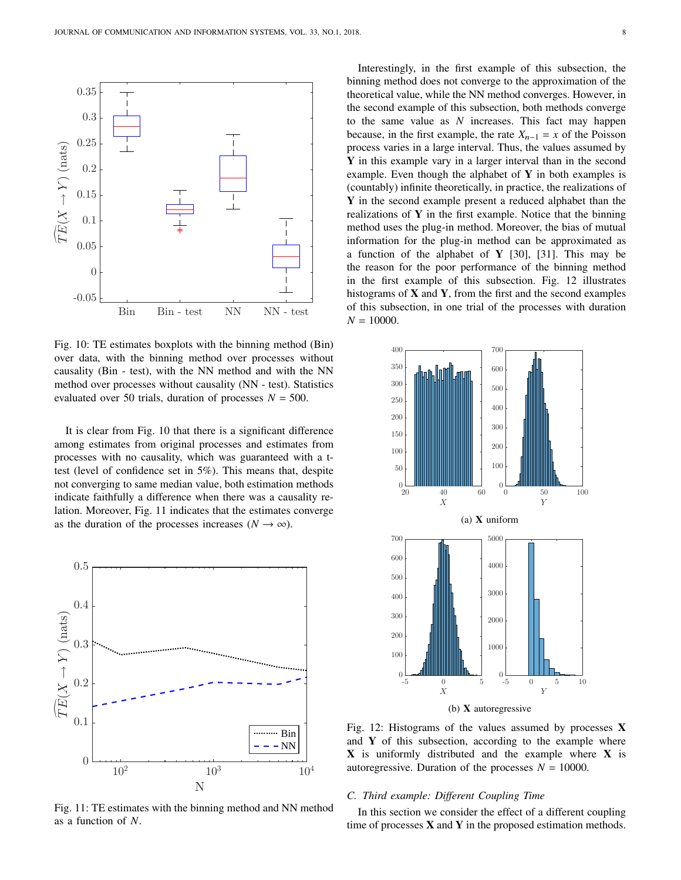Fig. 10: TE estimates boxplots with the binning method (Bin) over data, with the binning method over processes without causality (Bin - test), with the NN method and with the NN method over processes without causality (NN - test). Statistics evaluated over 50 trials, duration of processes $N = 500$.

It is clear from Fig. 10 that there is a significant difference among estimates from original processes and estimates from processes with no causality, which was guaranteed with a t-test (level of confidence set in 5%). This means that, despite not converging to same median value, both estimation methods indicate faithfully a difference when there was a causality relation. Moreover, Fig. 11 indicates that the estimates converge as the duration of the processes increases ($N \to \infty$).

Fig. 11: TE estimates with the binning method and NN method as a function of $N$.

Interestingly, in the first example of this subsection, the binning method does not converge to the approximation of the theoretical value, while the NN method converges. However, in the second example of this subsection, both methods converge to the same value as $N$ increases. This fact may happen because, in the first example, the rate $X_{n-1} = x$ of the Poisson process varies in a large interval. Thus, the values assumed by $\mathbf{Y}$ in this example vary in a larger interval than in the second example. Even though the alphabet of $\mathbf{Y}$ in both examples is (countably) infinite theoretically, in practice, the realizations of $\mathbf{Y}$ in the second example present a reduced alphabet than the realizations of $\mathbf{Y}$ in the first example. Notice that the binning method uses the plug-in method. Moreover, the bias of mutual information for the plug-in method can be approximated as a function of the alphabet of $\mathbf{Y}$ [30], [31]. This may be the reason for the poor performance of the binning method in the first example of this subsection. Fig. 12 illustrates histograms of $\mathbf{X}$ and $\mathbf{Y}$, from the first and the second examples of this subsection, in one trial of the processes with duration $N = 10000$.

(a) $\mathbf{X}$ uniform

(b) $\mathbf{X}$ autoregressive

Fig. 12: Histograms of the values assumed by processes $\mathbf{X}$ and $\mathbf{Y}$ of this subsection, according to the example where $\mathbf{X}$ is uniformly distributed and the example where $\mathbf{X}$ is autoregressive. Duration of the processes $N = 10000$.

### C. Third example: Different Coupling Time

In this section we consider the effect of a different coupling time of processes $\mathbf{X}$ and $\mathbf{Y}$ in the proposed estimation methods.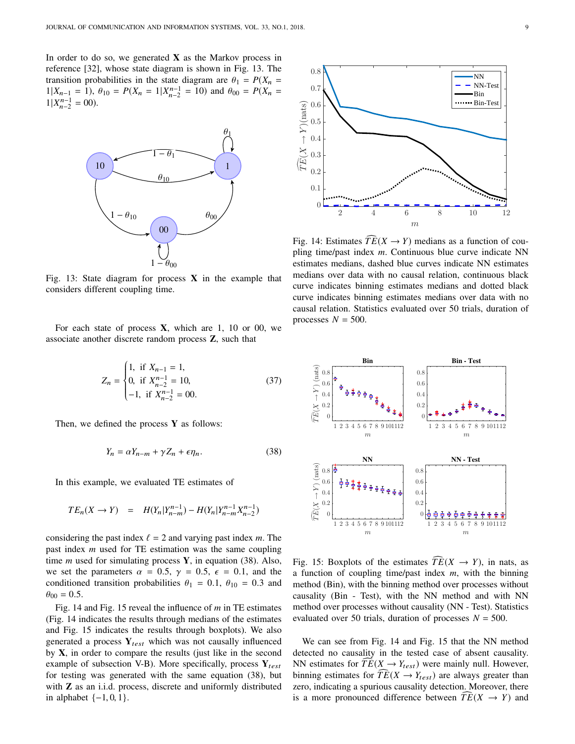In order to do so, we generated $\mathbf{X}$ as the Markov process in reference [32], whose state diagram is shown in Fig. 13. The transition probabilities in the state diagram are $\theta_1 = P(X_n = 1|X_{n-1} = 1)$, $\theta_{10} = P(X_n = 1|X_{n-2}^{n-1} = 10)$ and $\theta_{00} = P(X_n = 1|X_{n-2}^{n-1} = 00)$.

Fig. 13: State diagram for process $\mathbf{X}$ in the example that considers different coupling time.

For each state of process $\mathbf{X}$, which are 1, 10 or 00, we associate another discrete random process $\mathbf{Z}$, such that

$$Z_n = \begin{cases} 1, & \text{if } X_{n-1} = 1, \\ 0, & \text{if } X_{n-2}^{n-1} = 10, \\ -1, & \text{if } X_{n-2}^{n-1} = 00. \end{cases} \tag{37}$$

Then, we defined the process $\mathbf{Y}$ as follows:

$$Y_n = \alpha Y_{n-m} + \gamma Z_n + \epsilon \eta_n. \tag{38}$$

In this example, we evaluated TE estimates of

$$TE_n(X \to Y) \quad = \quad H(Y_n|Y_{n-m}^{n-1}) - H(Y_n|Y_{n-m}^{n-1}X_{n-2}^{n-1})$$

considering the past index $\ell = 2$ and varying past index $m$. The past index $m$ used for TE estimation was the same coupling time $m$ used for simulating process $\mathbf{Y}$, in equation (38). Also, we set the parameters $\alpha = 0.5$, $\gamma = 0.5$, $\epsilon = 0.1$, and the conditioned transition probabilities $\theta_1 = 0.1$, $\theta_{10} = 0.3$ and $\theta_{00} = 0.5$.

Fig. 14 and Fig. 15 reveal the influence of $m$ in TE estimates (Fig. 14 indicates the results through medians of the estimates and Fig. 15 indicates the results through boxplots). We also generated a process $\mathbf{Y}_{test}$ which was not causally influenced by $\mathbf{X}$, in order to compare the results (just like in the second example of subsection V-B). More specifically, process $\mathbf{Y}_{test}$ for testing was generated with the same equation (38), but with $\mathbf{Z}$ as an i.i.d. process, discrete and uniformly distributed in alphabet $\{-1, 0, 1\}$.

Fig. 14: Estimates $\widehat{TE}(X \to Y)$ medians as a function of coupling time/past index $m$. Continuous blue curve indicate NN estimates medians, dashed blue curves indicate NN estimates medians over data with no causal relation, continuous black curve indicates binning estimates medians and dotted black curve indicates binning estimates medians over data with no causal relation. Statistics evaluated over 50 trials, duration of processes $N = 500$.

Fig. 15: Boxplots of the estimates $\widehat{TE}(X \to Y)$, in nats, as a function of coupling time/past index $m$, with the binning method (Bin), with the binning method over processes without causality (Bin - Test), with the NN method and with NN method over processes without causality (NN - Test). Statistics evaluated over 50 trials, duration of processes $N = 500$.

We can see from Fig. 14 and Fig. 15 that the NN method detected no causality in the tested case of absent causality. NN estimates for $\widehat{TE}(X \to Y_{test})$ were mainly null. However, binning estimates for $\widehat{TE}(X \to Y_{test})$ are always greater than zero, indicating a spurious causality detection. Moreover, there is a more pronounced difference between $\widehat{TE}(X \to Y)$ and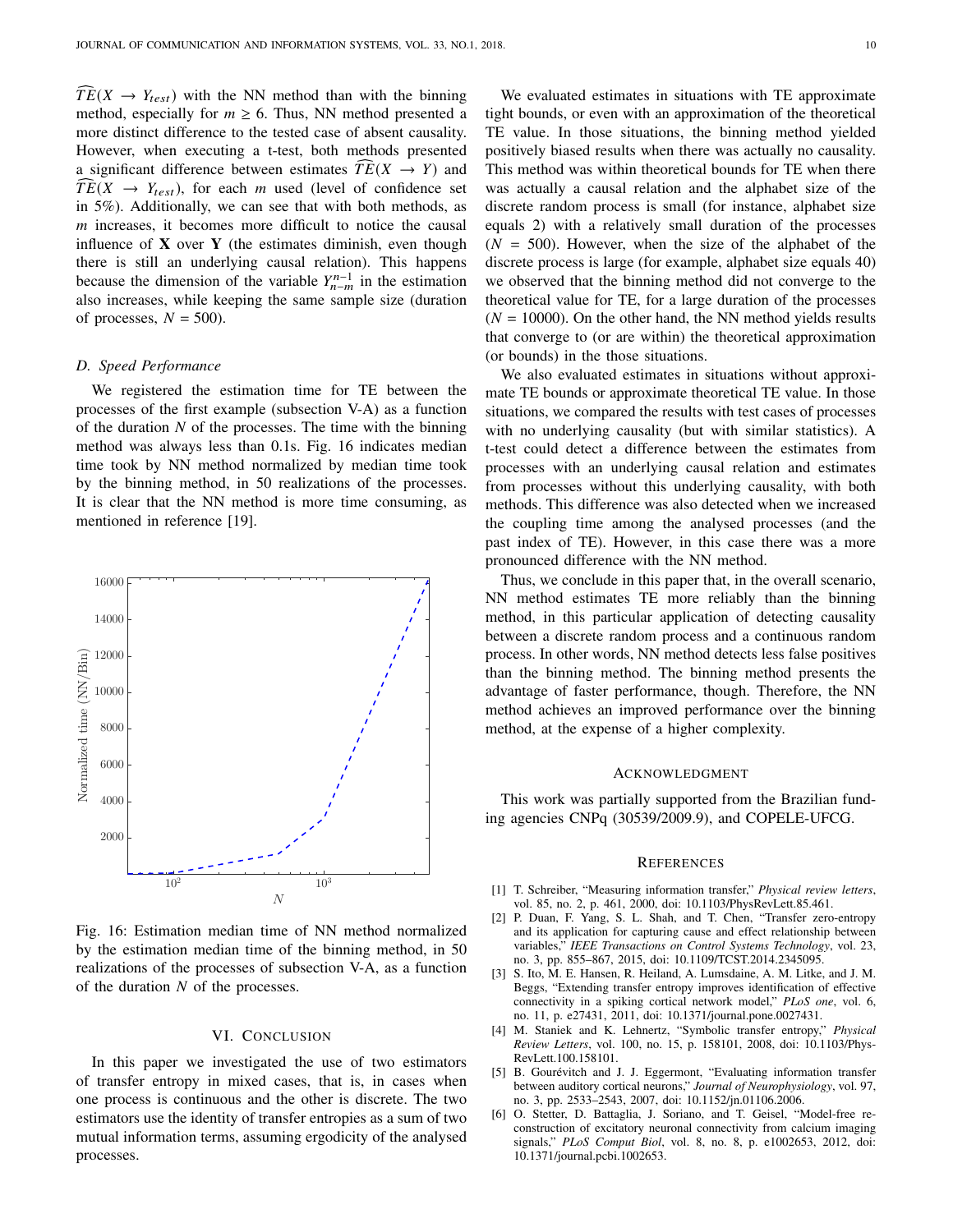$\widehat{TE}(X \to Y_{test})$ with the NN method than with the binning method, especially for $m \geq 6$. Thus, NN method presented a more distinct difference to the tested case of absent causality. However, when executing a t-test, both methods presented a significant difference between estimates $\widehat{TE}(X \to Y)$ and $\widehat{TE}(X \to Y_{test})$, for each $m$ used (level of confidence set in 5%). Additionally, we can see that with both methods, as $m$ increases, it becomes more difficult to notice the causal influence of $\mathbf{X}$ over $\mathbf{Y}$ (the estimates diminish, even though there is still an underlying causal relation). This happens because the dimension of the variable $Y_{n-m}^{n-1}$ in the estimation also increases, while keeping the same sample size (duration of processes, $N = 500$).

### D. Speed Performance

We registered the estimation time for TE between the processes of the first example (subsection V-A) as a function of the duration $N$ of the processes. The time with the binning method was always less than 0.1s. Fig. 16 indicates median time took by NN method normalized by median time took by the binning method, in 50 realizations of the processes. It is clear that the NN method is more time consuming, as mentioned in reference [19].

Fig. 16: Estimation median time of NN method normalized by the estimation median time of the binning method, in 50 realizations of the processes of subsection V-A, as a function of the duration $N$ of the processes.

## VI. Conclusion

In this paper we investigated the use of two estimators of transfer entropy in mixed cases, that is, in cases when one process is continuous and the other is discrete. The two estimators use the identity of transfer entropies as a sum of two mutual information terms, assuming ergodicity of the analysed processes.

We evaluated estimates in situations with TE approximate tight bounds, or even with an approximation of the theoretical TE value. In those situations, the binning method yielded positively biased results when there was actually no causality. This method was within theoretical bounds for TE when there was actually a causal relation and the alphabet size of the discrete random process is small (for instance, alphabet size equals 2) with a relatively small duration of the processes ($N = 500$). However, when the size of the alphabet of the discrete process is large (for example, alphabet size equals 40) we observed that the binning method did not converge to the theoretical value for TE, for a large duration of the processes ($N = 10000$). On the other hand, the NN method yields results that converge to (or are within) the theoretical approximation (or bounds) in the those situations.

We also evaluated estimates in situations without approximate TE bounds or approximate theoretical TE value. In those situations, we compared the results with test cases of processes with no underlying causality (but with similar statistics). A t-test could detect a difference between the estimates from processes with an underlying causal relation and estimates from processes without this underlying causality, with both methods. This difference was also detected when we increased the coupling time among the analysed processes (and the past index of TE). However, in this case there was a more pronounced difference with the NN method.

Thus, we conclude in this paper that, in the overall scenario, NN method estimates TE more reliably than the binning method, in this particular application of detecting causality between a discrete random process and a continuous random process. In other words, NN method detects less false positives than the binning method. The binning method presents the advantage of faster performance, though. Therefore, the NN method achieves an improved performance over the binning method, at the expense of a higher complexity.

## Acknowledgment

This work was partially supported from the Brazilian funding agencies CNPq (30539/2009.9), and COPELE-UFCG.

## References

[1] T. Schreiber, "Measuring information transfer," *Physical review letters*, vol. 85, no. 2, p. 461, 2000, doi: 10.1103/PhysRevLett.85.461.

[2] P. Duan, F. Yang, S. L. Shah, and T. Chen, "Transfer zero-entropy and its application for capturing cause and effect relationship between variables," *IEEE Transactions on Control Systems Technology*, vol. 23, no. 3, pp. 855–867, 2015, doi: 10.1109/TCST.2014.2345095.

[3] S. Ito, M. E. Hansen, R. Heiland, A. Lumsdaine, A. M. Litke, and J. M. Beggs, "Extending transfer entropy improves identification of effective connectivity in a spiking cortical network model," *PLoS one*, vol. 6, no. 11, p. e27431, 2011, doi: 10.1371/journal.pone.0027431.

[4] M. Staniek and K. Lehnertz, "Symbolic transfer entropy," *Physical Review Letters*, vol. 100, no. 15, p. 158101, 2008, doi: 10.1103/PhysRevLett.100.158101.

[5] B. Gourévitch and J. J. Eggermont, "Evaluating information transfer between auditory cortical neurons," *Journal of Neurophysiology*, vol. 97, no. 3, pp. 2533–2543, 2007, doi: 10.1152/jn.01106.2006.

[6] O. Stetter, D. Battaglia, J. Soriano, and T. Geisel, "Model-free reconstruction of excitatory neuronal connectivity from calcium imaging signals," *PLoS Comput Biol*, vol. 8, no. 8, p. e1002653, 2012, doi: 10.1371/journal.pcbi.1002653.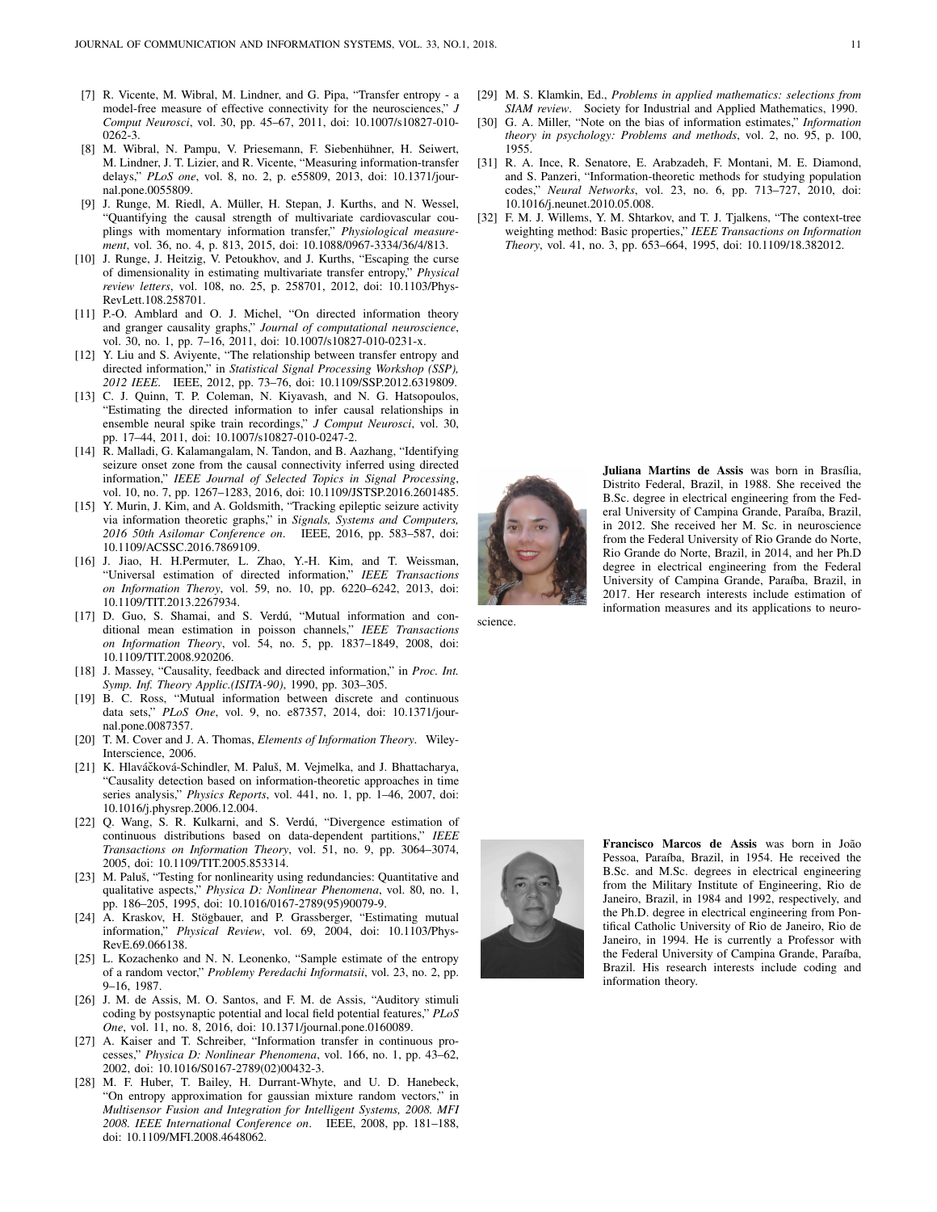[7] R. Vicente, M. Wibral, M. Lindner, and G. Pipa, "Transfer entropy - a model-free measure of effective connectivity for the neurosciences," *J Comput Neurosci*, vol. 30, pp. 45–67, 2011, doi: 10.1007/s10827-010-0262-3.

[8] M. Wibral, N. Pampu, V. Priesemann, F. Siebenhühner, H. Seiwert, M. Lindner, J. T. Lizier, and R. Vicente, "Measuring information-transfer delays," *PLoS one*, vol. 8, no. 2, p. e55809, 2013, doi: 10.1371/journal.pone.0055809.

[9] J. Runge, M. Riedl, A. Müller, H. Stepan, J. Kurths, and N. Wessel, "Quantifying the causal strength of multivariate cardiovascular couplings with momentary information transfer," *Physiological measurement*, vol. 36, no. 4, p. 813, 2015, doi: 10.1088/0967-3334/36/4/813.

[10] J. Runge, J. Heitzig, V. Petoukhov, and J. Kurths, "Escaping the curse of dimensionality in estimating multivariate transfer entropy," *Physical review letters*, vol. 108, no. 25, p. 258701, 2012, doi: 10.1103/PhysRevLett.108.258701.

[11] P.-O. Amblard and O. J. Michel, "On directed information theory and granger causality graphs," *Journal of computational neuroscience*, vol. 30, no. 1, pp. 7–16, 2011, doi: 10.1007/s10827-010-0231-x.

[12] Y. Liu and S. Aviyente, "The relationship between transfer entropy and directed information," in *Statistical Signal Processing Workshop (SSP), 2012 IEEE*. IEEE, 2012, pp. 73–76, doi: 10.1109/SSP.2012.6319809.

[13] C. J. Quinn, T. P. Coleman, N. Kiyavash, and N. G. Hatsopoulos, "Estimating the directed information to infer causal relationships in ensemble neural spike train recordings," *J Comput Neurosci*, vol. 30, pp. 17–44, 2011, doi: 10.1007/s10827-010-0247-2.

[14] R. Malladi, G. Kalamangalam, N. Tandon, and B. Aazhang, "Identifying seizure onset zone from the causal connectivity inferred using directed information," *IEEE Journal of Selected Topics in Signal Processing*, vol. 10, no. 7, pp. 1267–1283, 2016, doi: 10.1109/JSTSP.2016.2601485.

[15] Y. Murin, J. Kim, and A. Goldsmith, "Tracking epileptic seizure activity via information theoretic graphs," in *Signals, Systems and Computers, 2016 50th Asilomar Conference on*. IEEE, 2016, pp. 583–587, doi: 10.1109/ACSSC.2016.7869109.

[16] J. Jiao, H. H.Permuter, L. Zhao, Y.-H. Kim, and T. Weissman, "Universal estimation of directed information," *IEEE Transactions on Information Theroy*, vol. 59, no. 10, pp. 6220–6242, 2013, doi: 10.1109/TIT.2013.2267934.

[17] D. Guo, S. Shamai, and S. Verdú, "Mutual information and conditional mean estimation in poisson channels," *IEEE Transactions on Information Theory*, vol. 54, no. 5, pp. 1837–1849, 2008, doi: 10.1109/TIT.2008.920206.

[18] J. Massey, "Causality, feedback and directed information," in *Proc. Int. Symp. Inf. Theory Applic.(ISITA-90)*, 1990, pp. 303–305.

[19] B. C. Ross, "Mutual information between discrete and continuous data sets," *PLoS One*, vol. 9, no. e87357, 2014, doi: 10.1371/journal.pone.0087357.

[20] T. M. Cover and J. A. Thomas, *Elements of Information Theory*. Wiley-Interscience, 2006.

[21] K. Hlaváčková-Schindler, M. Paluš, M. Vejmelka, and J. Bhattacharya, "Causality detection based on information-theoretic approaches in time series analysis," *Physics Reports*, vol. 441, no. 1, pp. 1–46, 2007, doi: 10.1016/j.physrep.2006.12.004.

[22] Q. Wang, S. R. Kulkarni, and S. Verdú, "Divergence estimation of continuous distributions based on data-dependent partitions," *IEEE Transactions on Information Theory*, vol. 51, no. 9, pp. 3064–3074, 2005, doi: 10.1109/TIT.2005.853314.

[23] M. Paluš, "Testing for nonlinearity using redundancies: Quantitative and qualitative aspects," *Physica D: Nonlinear Phenomena*, vol. 80, no. 1, pp. 186–205, 1995, doi: 10.1016/0167-2789(95)90079-9.

[24] A. Kraskov, H. Stögbauer, and P. Grassberger, "Estimating mutual information," *Physical Review*, vol. 69, 2004, doi: 10.1103/PhysRevE.69.066138.

[25] L. Kozachenko and N. N. Leonenko, "Sample estimate of the entropy of a random vector," *Problemy Peredachi Informatsii*, vol. 23, no. 2, pp. 9–16, 1987.

[26] J. M. de Assis, M. O. Santos, and F. M. de Assis, "Auditory stimuli coding by postsynaptic potential and local field potential features," *PLoS One*, vol. 11, no. 8, 2016, doi: 10.1371/journal.pone.0160089.

[27] A. Kaiser and T. Schreiber, "Information transfer in continuous processes," *Physica D: Nonlinear Phenomena*, vol. 166, no. 1, pp. 43–62, 2002, doi: 10.1016/S0167-2789(02)00432-3.

[28] M. F. Huber, T. Bailey, H. Durrant-Whyte, and U. D. Hanebeck, "On entropy approximation for gaussian mixture random vectors," in *Multisensor Fusion and Integration for Intelligent Systems, 2008. MFI 2008. IEEE International Conference on*. IEEE, 2008, pp. 181–188, doi: 10.1109/MFI.2008.4648062.

[29] M. S. Klamkin, Ed., *Problems in applied mathematics: selections from SIAM review*. Society for Industrial and Applied Mathematics, 1990.

[30] G. A. Miller, "Note on the bias of information estimates," *Information theory in psychology: Problems and methods*, vol. 2, no. 95, p. 100, 1955.

[31] R. A. Ince, R. Senatore, E. Arabzadeh, F. Montani, M. E. Diamond, and S. Panzeri, "Information-theoretic methods for studying population codes," *Neural Networks*, vol. 23, no. 6, pp. 713–727, 2010, doi: 10.1016/j.neunet.2010.05.008.

[32] F. M. J. Willems, Y. M. Shtarkov, and T. J. Tjalkens, "The context-tree weighting method: Basic properties," *IEEE Transactions on Information Theory*, vol. 41, no. 3, pp. 653–664, 1995, doi: 10.1109/18.382012.

**Juliana Martins de Assis** was born in Brasília, Distrito Federal, Brazil, in 1988. She received the B.Sc. degree in electrical engineering from the Federal University of Campina Grande, Paraíba, Brazil, in 2012. She received her M. Sc. in neuroscience from the Federal University of Rio Grande do Norte, Rio Grande do Norte, Brazil, in 2014, and her Ph.D degree in electrical engineering from the Federal University of Campina Grande, Paraíba, Brazil, in 2017. Her research interests include estimation of information measures and its applications to neuroscience.

**Francisco Marcos de Assis** was born in João Pessoa, Paraíba, Brazil, in 1954. He received the B.Sc. and M.Sc. degrees in electrical engineering from the Military Institute of Engineering, Rio de Janeiro, Brazil, in 1984 and 1992, respectively, and the Ph.D. degree in electrical engineering from Pontifical Catholic University of Rio de Janeiro, Rio de Janeiro, in 1994. He is currently a Professor with the Federal University of Campina Grande, Paraíba, Brazil. His research interests include coding and information theory.